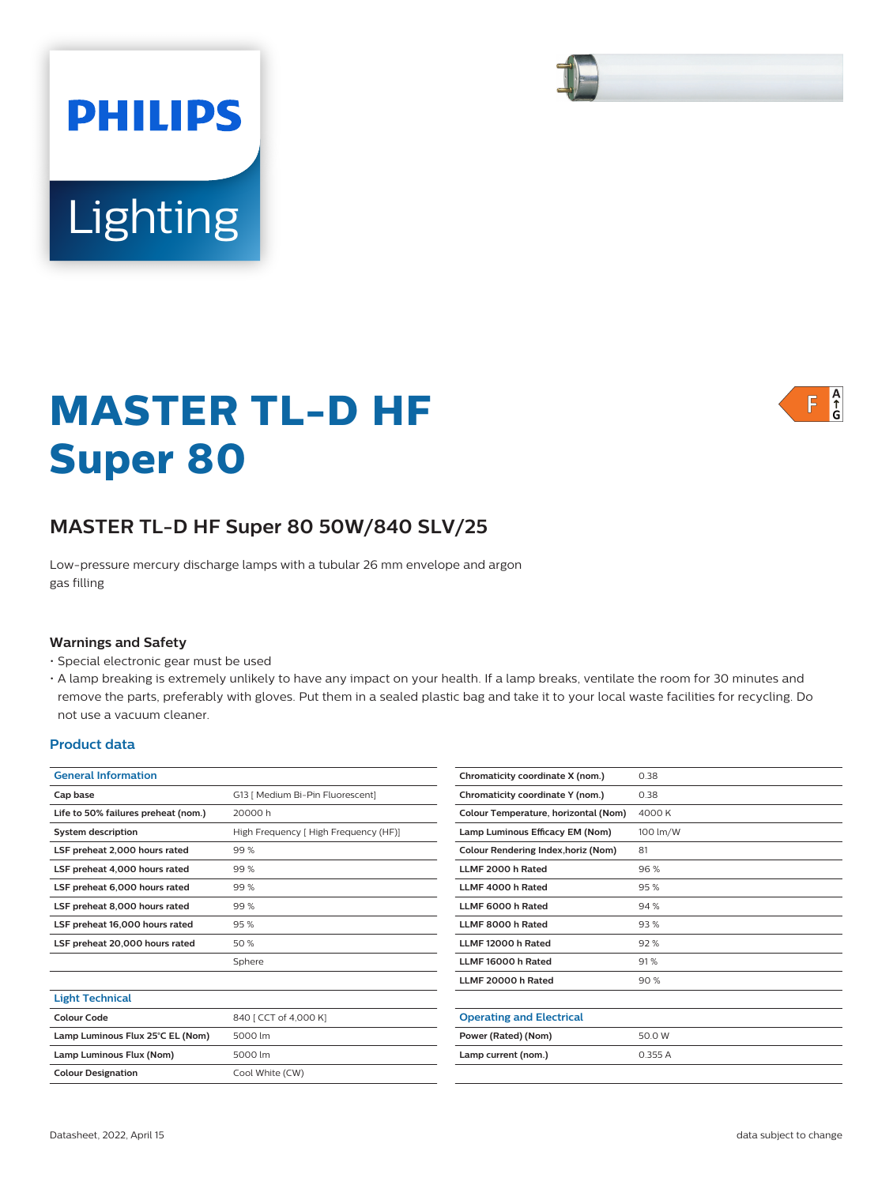PHILIPS

Lighting

# MASTER TL-D HF Super 80

## MASTER TL-D HF Super 80 50W/840 SLV/25

Low-pressure mercury discharge lamps with a tubular 26 mm envelope and argon gas filling

### Warnings and Safety

- Special electronic gear must be used
- A lamp breaking is extremely unlikely to have any impact on your health. If a lamp breaks, ventilate the room for 30 minutes and remove the parts, preferably with gloves. Put them in a sealed plastic bag and take it to your local waste facilities for recycling. Do not use a vacuum cleaner.

### Product data

| General Information | |
|---|---|
| Cap base | G13 [ Medium Bi-Pin Fluorescent] |
| Life to 50% failures preheat (nom.) | 20000 h |
| System description | High Frequency [ High Frequency (HF)] |
| LSF preheat 2,000 hours rated | 99 % |
| LSF preheat 4,000 hours rated | 99 % |
| LSF preheat 6,000 hours rated | 99 % |
| LSF preheat 8,000 hours rated | 99 % |
| LSF preheat 16,000 hours rated | 95 % |
| LSF preheat 20,000 hours rated | 50 % |
| | Sphere |

| Light Technical | |
|---|---|
| Colour Code | 840 [ CCT of 4,000 K] |
| Lamp Luminous Flux 25°C EL (Nom) | 5000 lm |
| Lamp Luminous Flux (Nom) | 5000 lm |
| Colour Designation | Cool White (CW) |
| Chromaticity coordinate X (nom.) | 0.38 |
| Chromaticity coordinate Y (nom.) | 0.38 |
| Colour Temperature, horizontal (Nom) | 4000 K |
| Lamp Luminous Efficacy EM (Nom) | 100 lm/W |
| Colour Rendering Index,horiz (Nom) | 81 |
| LLMF 2000 h Rated | 96 % |
| LLMF 4000 h Rated | 95 % |
| LLMF 6000 h Rated | 94 % |
| LLMF 8000 h Rated | 93 % |
| LLMF 12000 h Rated | 92 % |
| LLMF 16000 h Rated | 91 % |
| LLMF 20000 h Rated | 90 % |

| Operating and Electrical | |
|---|---|
| Power (Rated) (Nom) | 50.0 W |
| Lamp current (nom.) | 0.355 A |

Datasheet, 2022, April 15

data subject to change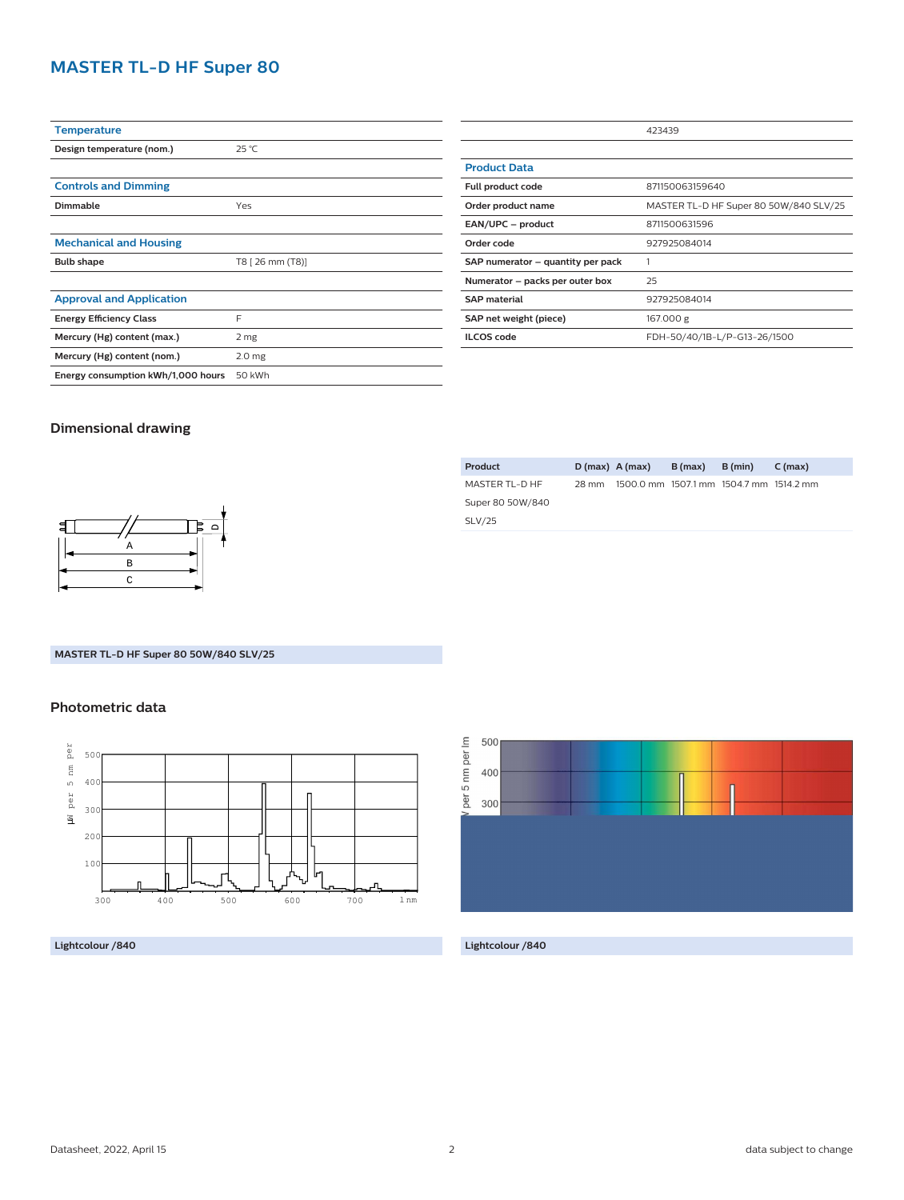# MASTER TL-D HF Super 80

| Temperature | |
|---|---|
| Design temperature (nom.) | 25 °C |

| Controls and Dimming | |
|---|---|
| Dimmable | Yes |

| Mechanical and Housing | |
|---|---|
| Bulb shape | T8 [ 26 mm (T8)] |

| Approval and Application | |
|---|---|
| Energy Efficiency Class | F |
| Mercury (Hg) content (max.) | 2 mg |
| Mercury (Hg) content (nom.) | 2.0 mg |
| Energy consumption kWh/1,000 hours | 50 kWh |

| | 423439 |
|---|---|

| Product Data | |
|---|---|
| Full product code | 871150063159640 |
| Order product name | MASTER TL-D HF Super 80 50W/840 SLV/25 |
| EAN/UPC – product | 8711500631596 |
| Order code | 927925084014 |
| SAP numerator – quantity per pack | 1 |
| Numerator – packs per outer box | 25 |
| SAP material | 927925084014 |
| SAP net weight (piece) | 167.000 g |
| ILCOS code | FDH-50/40/1B-L/P-G13-26/1500 |

## Dimensional drawing

| Product | D (max) | A (max) | B (max) | B (min) | C (max) |
|---|---|---|---|---|---|
| MASTER TL-D HF Super 80 50W/840 SLV/25 | 28 mm | 1500.0 mm | 1507.1 mm | 1504.7 mm | 1514.2 mm |

MASTER TL-D HF Super 80 50W/840 SLV/25

## Photometric data

Lightcolour /840

Lightcolour /840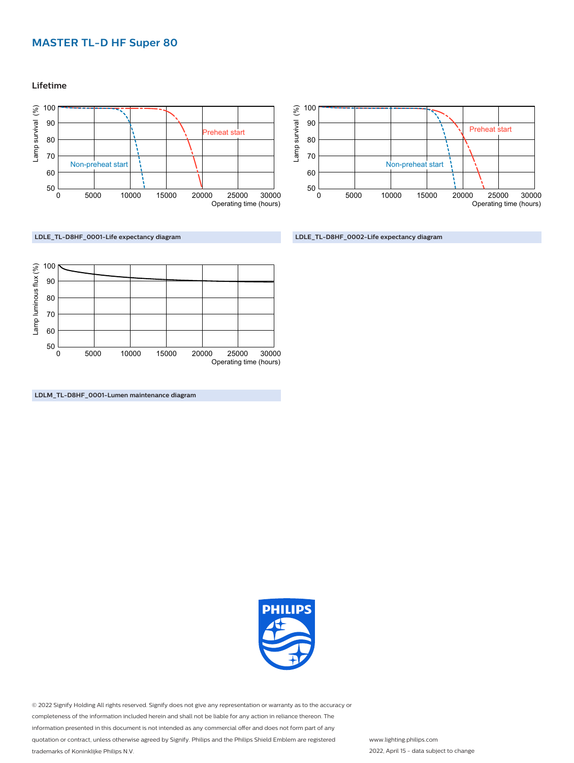# MASTER TL-D HF Super 80

## Lifetime

Lamp survival (%)

100
90
80
70
60
50

0 5000 10000 15000 20000 25000 30000

Operating time (hours)

Preheat start

Non-preheat start

**LDLE_TL-D8HF_0001-Life expectancy diagram**

Lamp survival (%)

100
90
80
70
60
50

0 5000 10000 15000 20000 25000 30000

Operating time (hours)

Preheat start

Non-preheat start

**LDLE_TL-D8HF_0002-Life expectancy diagram**

Lamp luminous flux (%)

100
90
80
70
60
50

0 5000 10000 15000 20000 25000 30000

Operating time (hours)

**LDLM_TL-D8HF_0001-Lumen maintenance diagram**

© 2022 Signify Holding All rights reserved. Signify does not give any representation or warranty as to the accuracy or completeness of the information included herein and shall not be liable for any action in reliance thereon. The information presented in this document is not intended as any commercial offer and does not form part of any quotation or contract, unless otherwise agreed by Signify. Philips and the Philips Shield Emblem are registered trademarks of Koninklijke Philips N.V.

www.lighting.philips.com

2022, April 15 - data subject to change